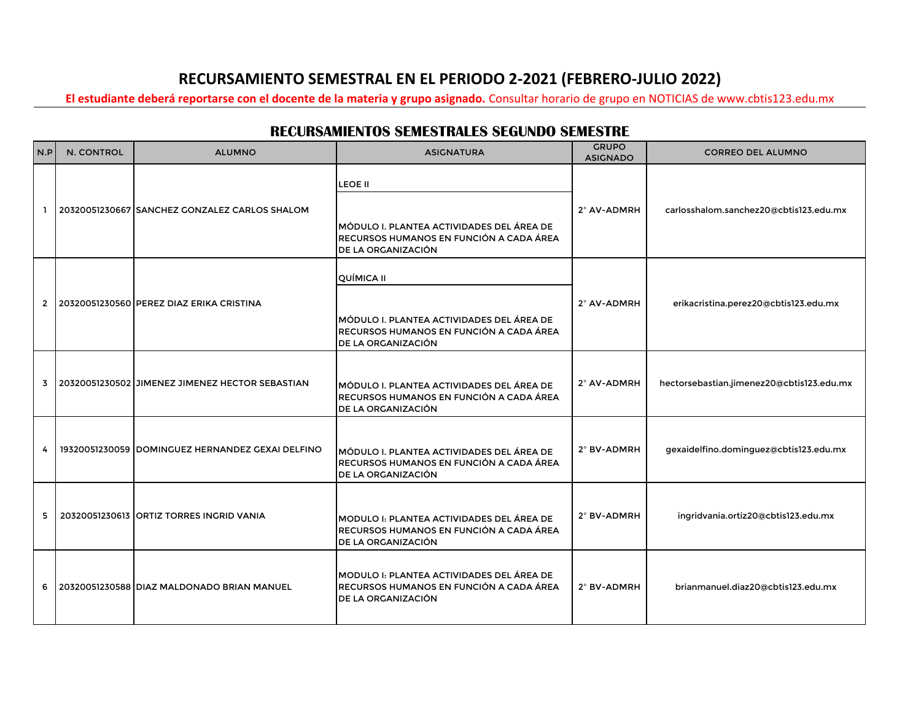# RECURSAMIENTO SEMESTRAL EN EL PERIODO 2-2021 (FEBRERO-JULIO 2022)

**El estudiante deberá reportarse con el docente de la materia y grupo asignado.** Consultar horario de grupo en NOTICIAS de www.cbtis123.edu.mx

## RECURSAMIENTOS SEMESTRALES SEGUNDO SEMESTRE

| N.P | N. CONTROL | ALUMNO | ASIGNATURA | GRUPO ASIGNADO | CORREO DEL ALUMNO |
|---|---|---|---|---|---|
| 1 | 20320051230667 | SANCHEZ GONZALEZ CARLOS SHALOM | LEOE II<br>MÓDULO I. PLANTEA ACTIVIDADES DEL ÁREA DE RECURSOS HUMANOS EN FUNCIÓN A CADA ÁREA DE LA ORGANIZACIÓN | 2° AV-ADMRH | carlosshalom.sanchez20@cbtis123.edu.mx |
| 2 | 20320051230560 | PEREZ DIAZ ERIKA CRISTINA | QUÍMICA II<br>MÓDULO I. PLANTEA ACTIVIDADES DEL ÁREA DE RECURSOS HUMANOS EN FUNCIÓN A CADA ÁREA DE LA ORGANIZACIÓN | 2° AV-ADMRH | erikacristina.perez20@cbtis123.edu.mx |
| 3 | 20320051230502 | JIMENEZ JIMENEZ HECTOR SEBASTIAN | MÓDULO I. PLANTEA ACTIVIDADES DEL ÁREA DE RECURSOS HUMANOS EN FUNCIÓN A CADA ÁREA DE LA ORGANIZACIÓN | 2° AV-ADMRH | hectorsebastian.jimenez20@cbtis123.edu.mx |
| 4 | 19320051230059 | DOMINGUEZ HERNANDEZ GEXAI DELFINO | MÓDULO I. PLANTEA ACTIVIDADES DEL ÁREA DE RECURSOS HUMANOS EN FUNCIÓN A CADA ÁREA DE LA ORGANIZACIÓN | 2° BV-ADMRH | gexaidelfino.dominguez@cbtis123.edu.mx |
| 5 | 20320051230613 | ORTIZ TORRES INGRID VANIA | MODULO I: PLANTEA ACTIVIDADES DEL ÁREA DE RECURSOS HUMANOS EN FUNCIÓN A CADA ÁREA DE LA ORGANIZACIÓN | 2° BV-ADMRH | ingridvania.ortiz20@cbtis123.edu.mx |
| 6 | 20320051230588 | DIAZ MALDONADO BRIAN MANUEL | MODULO I: PLANTEA ACTIVIDADES DEL ÁREA DE RECURSOS HUMANOS EN FUNCIÓN A CADA ÁREA DE LA ORGANIZACIÓN | 2° BV-ADMRH | brianmanuel.diaz20@cbtis123.edu.mx |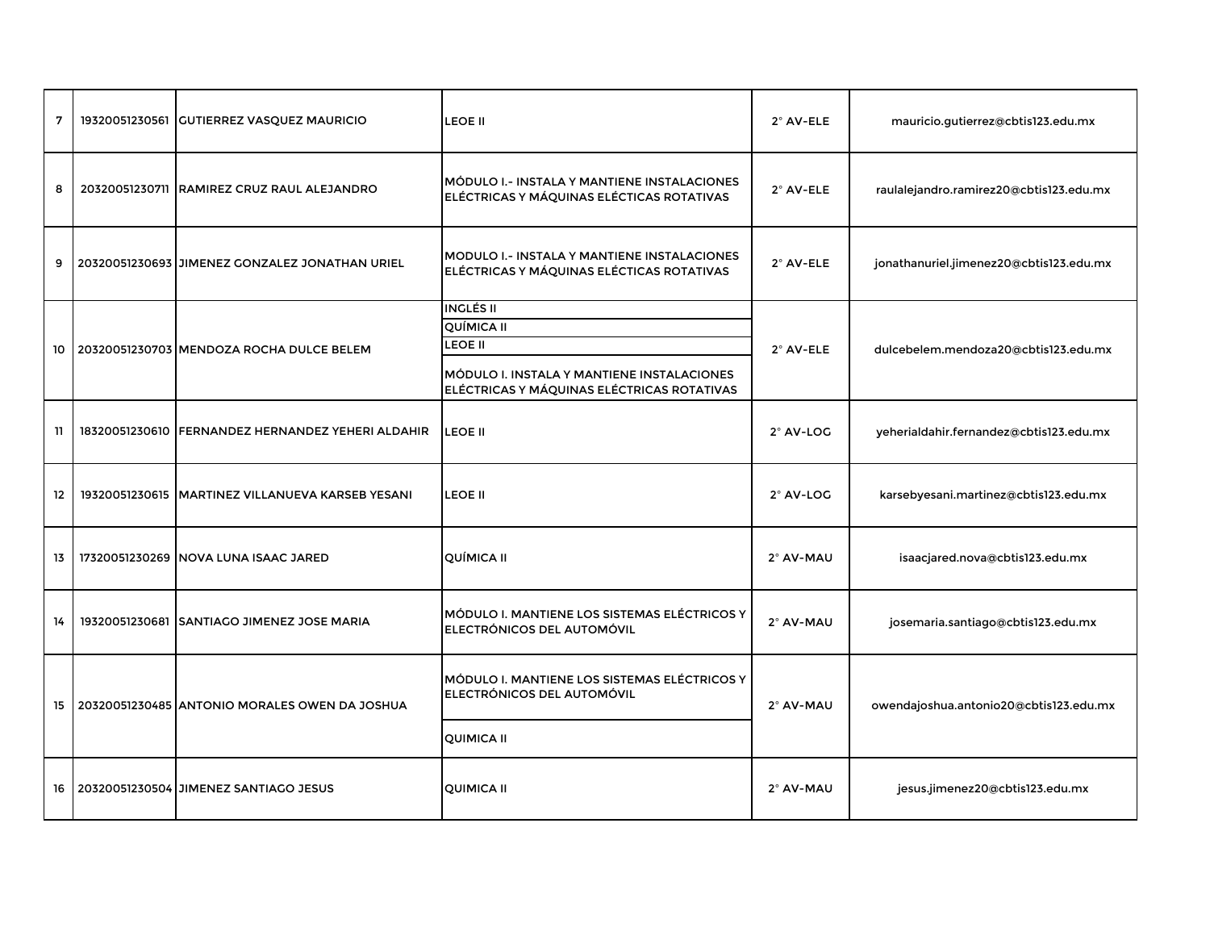| | | | | | |
|---|---|---|---|---|---|
| 7 | 19320051230561 | GUTIERREZ VASQUEZ MAURICIO | LEOE II | 2° AV-ELE | mauricio.gutierrez@cbtis123.edu.mx |
| 8 | 20320051230711 | RAMIREZ CRUZ RAUL ALEJANDRO | MÓDULO I.- INSTALA Y MANTIENE INSTALACIONES ELÉCTRICAS Y MÁQUINAS ELÉCTICAS ROTATIVAS | 2° AV-ELE | raulalejandro.ramirez20@cbtis123.edu.mx |
| 9 | 20320051230693 | JIMENEZ GONZALEZ JONATHAN URIEL | MODULO I.- INSTALA Y MANTIENE INSTALACIONES ELÉCTRICAS Y MÁQUINAS ELÉCTICAS ROTATIVAS | 2° AV-ELE | jonathanuriel.jimenez20@cbtis123.edu.mx |
| 10 | 20320051230703 | MENDOZA ROCHA DULCE BELEM | INGLÉS II | 2° AV-ELE | dulcebelem.mendoza20@cbtis123.edu.mx |
| | | | QUÍMICA II | | |
| | | | LEOE II | | |
| | | | MÓDULO I. INSTALA Y MANTIENE INSTALACIONES ELÉCTRICAS Y MÁQUINAS ELÉCTRICAS ROTATIVAS | | |
| 11 | 18320051230610 | FERNANDEZ HERNANDEZ YEHERI ALDAHIR | LEOE II | 2° AV-LOG | yeherialdahir.fernandez@cbtis123.edu.mx |
| 12 | 19320051230615 | MARTINEZ VILLANUEVA KARSEB YESANI | LEOE II | 2° AV-LOG | karsebyesani.martinez@cbtis123.edu.mx |
| 13 | 17320051230269 | NOVA LUNA ISAAC JARED | QUÍMICA II | 2° AV-MAU | isaacjared.nova@cbtis123.edu.mx |
| 14 | 19320051230681 | SANTIAGO JIMENEZ JOSE MARIA | MÓDULO I. MANTIENE LOS SISTEMAS ELÉCTRICOS Y ELECTRÓNICOS DEL AUTOMÓVIL | 2° AV-MAU | josemaria.santiago@cbtis123.edu.mx |
| 15 | 20320051230485 | ANTONIO MORALES OWEN DA JOSHUA | MÓDULO I. MANTIENE LOS SISTEMAS ELÉCTRICOS Y ELECTRÓNICOS DEL AUTOMÓVIL | 2° AV-MAU | owendajoshua.antonio20@cbtis123.edu.mx |
| | | | QUIMICA II | | |
| 16 | 20320051230504 | JIMENEZ SANTIAGO JESUS | QUIMICA II | 2° AV-MAU | jesus.jimenez20@cbtis123.edu.mx |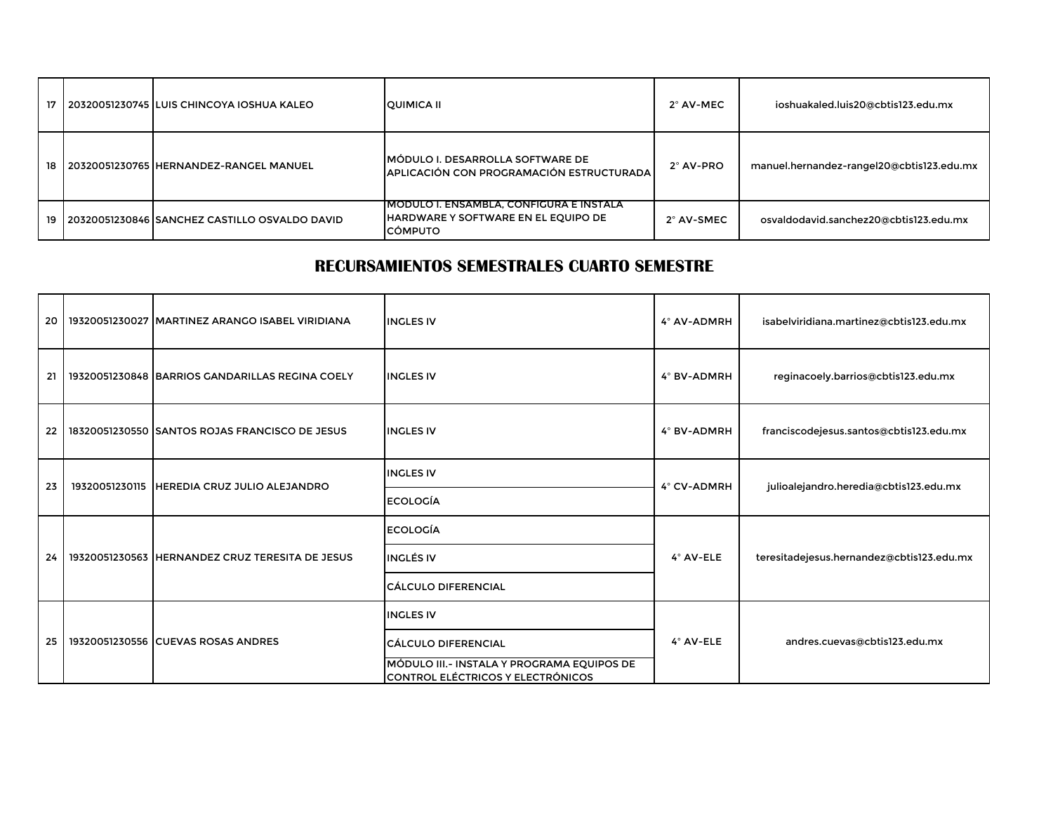| | | | | | |
|---|---|---|---|---|---|
| 17 | 20320051230745 | LUIS CHINCOYA IOSHUA KALEO | QUIMICA II | 2° AV-MEC | ioshuakaled.luis20@cbtis123.edu.mx |
| 18 | 20320051230765 | HERNANDEZ-RANGEL MANUEL | MÓDULO I. DESARROLLA SOFTWARE DE APLICACIÓN CON PROGRAMACIÓN ESTRUCTURADA | 2° AV-PRO | manuel.hernandez-rangel20@cbtis123.edu.mx |
| 19 | 20320051230846 | SANCHEZ CASTILLO OSVALDO DAVID | MODULO I. ENSAMBLA, CONFIGURA E INSTALA HARDWARE Y SOFTWARE EN EL EQUIPO DE CÓMPUTO | 2° AV-SMEC | osvaldodavid.sanchez20@cbtis123.edu.mx |

## RECURSAMIENTOS SEMESTRALES CUARTO SEMESTRE

| | | | | | |
|---|---|---|---|---|---|
| 20 | 19320051230027 | MARTINEZ ARANGO ISABEL VIRIDIANA | INGLES IV | 4° AV-ADMRH | isabelviridiana.martinez@cbtis123.edu.mx |
| 21 | 19320051230848 | BARRIOS GANDARILLAS REGINA COELY | INGLES IV | 4° BV-ADMRH | reginacoely.barrios@cbtis123.edu.mx |
| 22 | 18320051230550 | SANTOS ROJAS FRANCISCO DE JESUS | INGLES IV | 4° BV-ADMRH | franciscodejesus.santos@cbtis123.edu.mx |
| 23 | 19320051230115 | HEREDIA CRUZ JULIO ALEJANDRO | INGLES IV | 4° CV-ADMRH | julioalejandro.heredia@cbtis123.edu.mx |
| | | | ECOLOGÍA | | |
| 24 | 19320051230563 | HERNANDEZ CRUZ TERESITA DE JESUS | ECOLOGÍA | 4° AV-ELE | teresitadejesus.hernandez@cbtis123.edu.mx |
| | | | INGLÉS IV | | |
| | | | CÁLCULO DIFERENCIAL | | |
| 25 | 19320051230556 | CUEVAS ROSAS ANDRES | INGLES IV | 4° AV-ELE | andres.cuevas@cbtis123.edu.mx |
| | | | CÁLCULO DIFERENCIAL | | |
| | | | MÓDULO III.- INSTALA Y PROGRAMA EQUIPOS DE CONTROL ELÉCTRICOS Y ELECTRÓNICOS | | |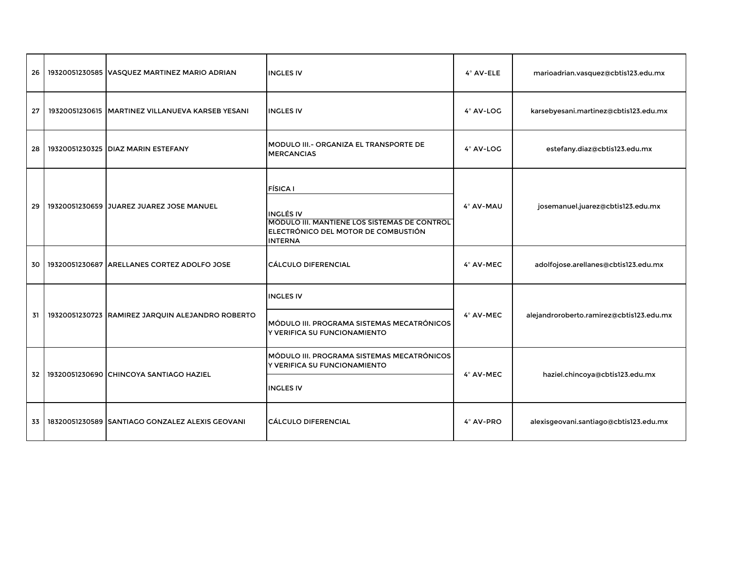| | | | | | |
|---|---|---|---|---|---|
| 26 | 19320051230585 | VASQUEZ MARTINEZ MARIO ADRIAN | INGLES IV | 4° AV-ELE | marioadrian.vasquez@cbtis123.edu.mx |
| 27 | 19320051230615 | MARTINEZ VILLANUEVA KARSEB YESANI | INGLES IV | 4° AV-LOG | karsebyesani.martinez@cbtis123.edu.mx |
| 28 | 19320051230325 | DIAZ MARIN ESTEFANY | MODULO III.- ORGANIZA EL TRANSPORTE DE MERCANCIAS | 4° AV-LOG | estefany.diaz@cbtis123.edu.mx |
| 29 | 19320051230659 | JUAREZ JUAREZ JOSE MANUEL | FÍSICA I | 4° AV-MAU | josemanuel.juarez@cbtis123.edu.mx |
| | | | INGLÉS IV | | |
| | | | MÓDULO III. MANTIENE LOS SISTEMAS DE CONTROL ELECTRÓNICO DEL MOTOR DE COMBUSTIÓN INTERNA | | |
| 30 | 19320051230687 | ARELLANES CORTEZ ADOLFO JOSE | CÁLCULO DIFERENCIAL | 4° AV-MEC | adolfojose.arellanes@cbtis123.edu.mx |
| 31 | 19320051230723 | RAMIREZ JARQUIN ALEJANDRO ROBERTO | INGLES IV | 4° AV-MEC | alejandroroberto.ramirez@cbtis123.edu.mx |
| | | | MÓDULO III. PROGRAMA SISTEMAS MECATRÓNICOS Y VERIFICA SU FUNCIONAMIENTO | | |
| 32 | 19320051230690 | CHINCOYA SANTIAGO HAZIEL | MÓDULO III. PROGRAMA SISTEMAS MECATRÓNICOS Y VERIFICA SU FUNCIONAMIENTO | 4° AV-MEC | haziel.chincoya@cbtis123.edu.mx |
| | | | INGLES IV | | |
| 33 | 18320051230589 | SANTIAGO GONZALEZ ALEXIS GEOVANI | CÁLCULO DIFERENCIAL | 4° AV-PRO | alexisgeovani.santiago@cbtis123.edu.mx |